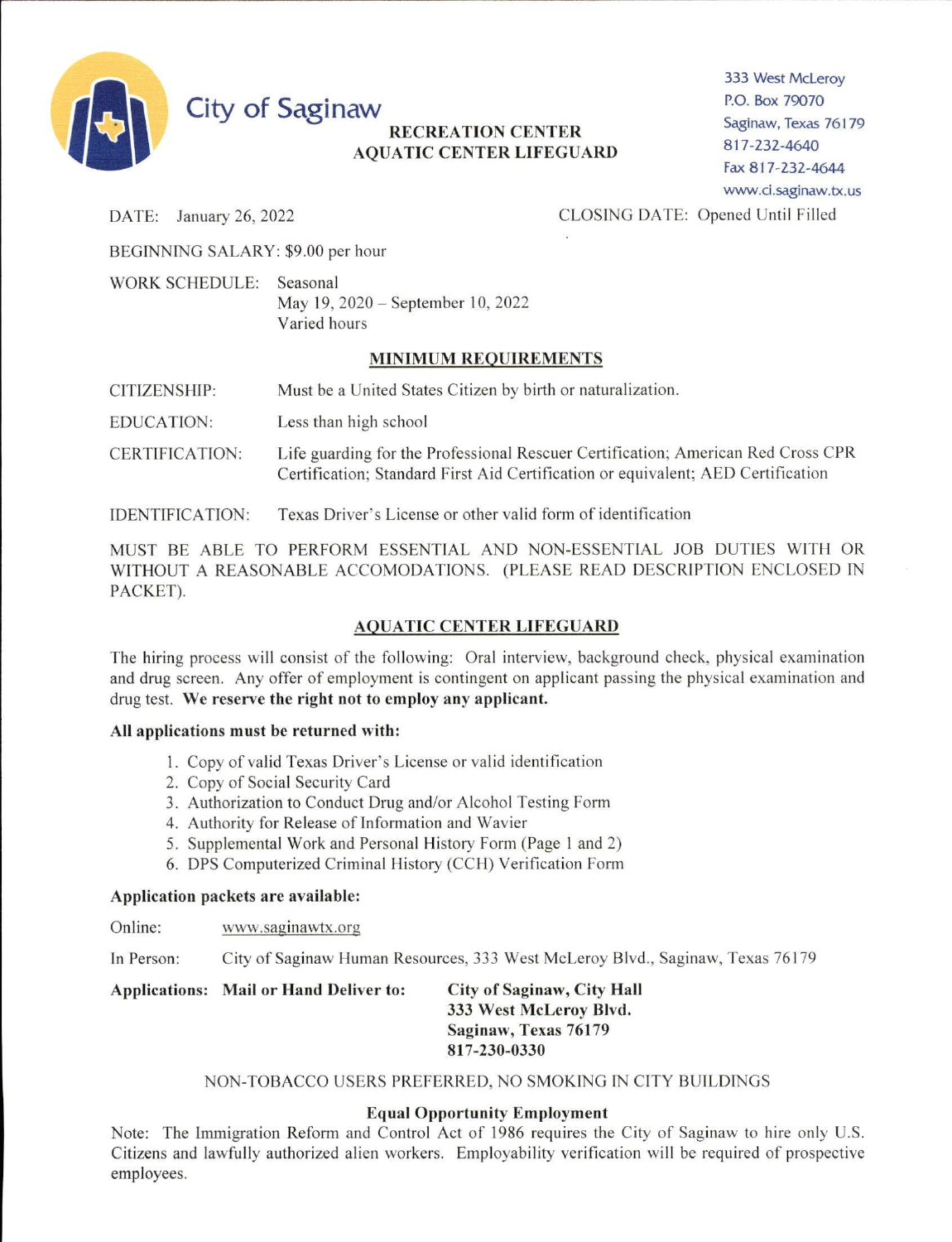# City of Saginaw

**RECREATION CENTER**
**AQUATIC CENTER LIFEGUARD**

333 West McLeroy
P.O. Box 79070
Saginaw, Texas 76179
817-232-4640
Fax 817-232-4644
www.ci.saginaw.tx.us

DATE: January 26, 2022

CLOSING DATE: Opened Until Filled

BEGINNING SALARY: $9.00 per hour

WORK SCHEDULE: Seasonal
May 19, 2020 – September 10, 2022
Varied hours

## MINIMUM REQUIREMENTS

CITIZENSHIP: Must be a United States Citizen by birth or naturalization.

EDUCATION: Less than high school

CERTIFICATION: Life guarding for the Professional Rescuer Certification; American Red Cross CPR Certification; Standard First Aid Certification or equivalent; AED Certification

IDENTIFICATION: Texas Driver's License or other valid form of identification

MUST BE ABLE TO PERFORM ESSENTIAL AND NON-ESSENTIAL JOB DUTIES WITH OR WITHOUT A REASONABLE ACCOMODATIONS. (PLEASE READ DESCRIPTION ENCLOSED IN PACKET).

## AQUATIC CENTER LIFEGUARD

The hiring process will consist of the following: Oral interview, background check, physical examination and drug screen. Any offer of employment is contingent on applicant passing the physical examination and drug test. **We reserve the right not to employ any applicant.**

**All applications must be returned with:**

1. Copy of valid Texas Driver's License or valid identification
2. Copy of Social Security Card
3. Authorization to Conduct Drug and/or Alcohol Testing Form
4. Authority for Release of Information and Wavier
5. Supplemental Work and Personal History Form (Page 1 and 2)
6. DPS Computerized Criminal History (CCH) Verification Form

**Application packets are available:**

Online: www.saginawtx.org

In Person: City of Saginaw Human Resources, 333 West McLeroy Blvd., Saginaw, Texas 76179

**Applications: Mail or Hand Deliver to:**
**City of Saginaw, City Hall**
**333 West McLeroy Blvd.**
**Saginaw, Texas 76179**
**817-230-0330**

NON-TOBACCO USERS PREFERRED, NO SMOKING IN CITY BUILDINGS

**Equal Opportunity Employment**

Note: The Immigration Reform and Control Act of 1986 requires the City of Saginaw to hire only U.S. Citizens and lawfully authorized alien workers. Employability verification will be required of prospective employees.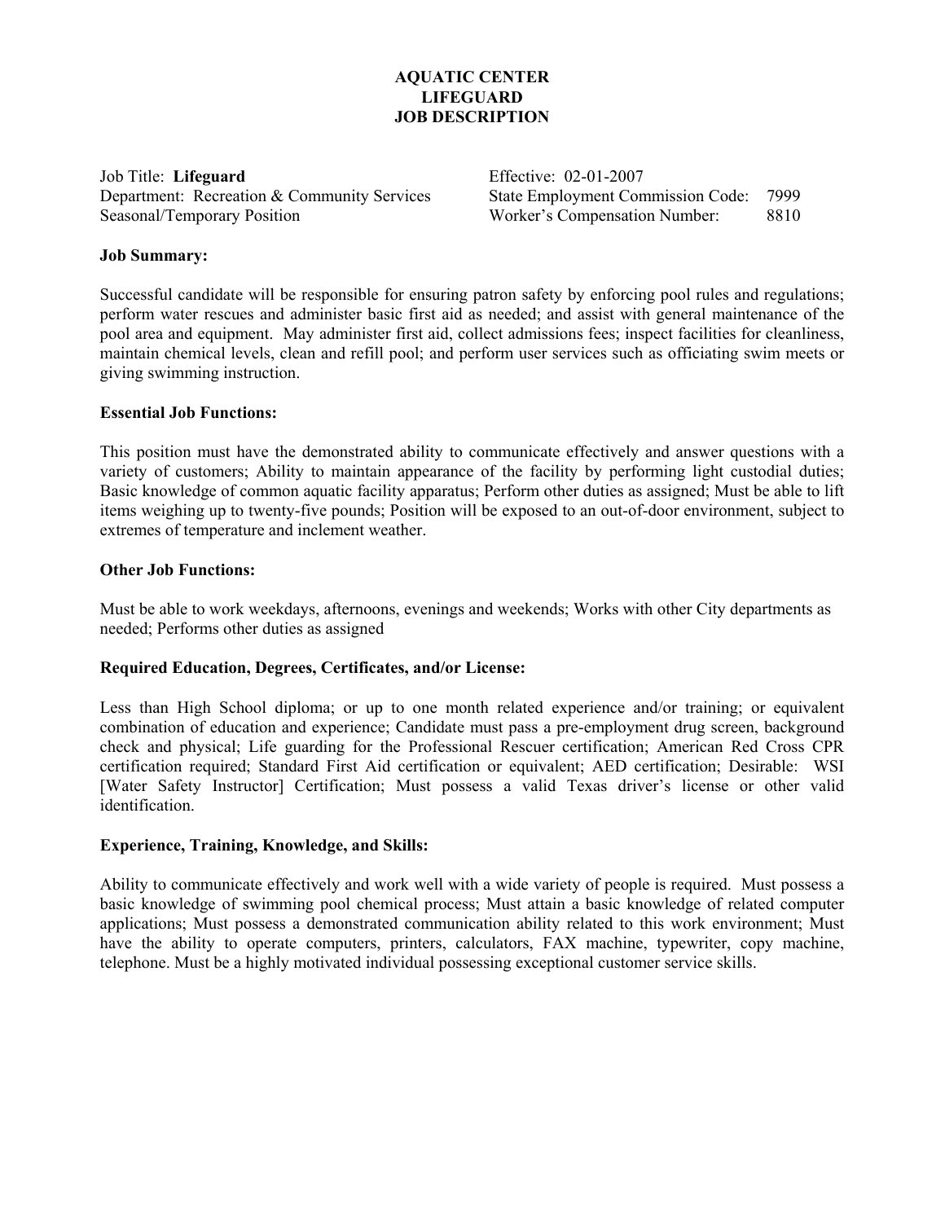# AQUATIC CENTER
# LIFEGUARD
# JOB DESCRIPTION

| | |
|---|---|
| Job Title: **Lifeguard** | Effective: 02-01-2007 |
| Department: Recreation & Community Services | State Employment Commission Code: 7999 |
| Seasonal/Temporary Position | Worker's Compensation Number: 8810 |

**Job Summary:**

Successful candidate will be responsible for ensuring patron safety by enforcing pool rules and regulations; perform water rescues and administer basic first aid as needed; and assist with general maintenance of the pool area and equipment. May administer first aid, collect admissions fees; inspect facilities for cleanliness, maintain chemical levels, clean and refill pool; and perform user services such as officiating swim meets or giving swimming instruction.

**Essential Job Functions:**

This position must have the demonstrated ability to communicate effectively and answer questions with a variety of customers; Ability to maintain appearance of the facility by performing light custodial duties; Basic knowledge of common aquatic facility apparatus; Perform other duties as assigned; Must be able to lift items weighing up to twenty-five pounds; Position will be exposed to an out-of-door environment, subject to extremes of temperature and inclement weather.

**Other Job Functions:**

Must be able to work weekdays, afternoons, evenings and weekends; Works with other City departments as needed; Performs other duties as assigned

**Required Education, Degrees, Certificates, and/or License:**

Less than High School diploma; or up to one month related experience and/or training; or equivalent combination of education and experience; Candidate must pass a pre-employment drug screen, background check and physical; Life guarding for the Professional Rescuer certification; American Red Cross CPR certification required; Standard First Aid certification or equivalent; AED certification; Desirable: WSI [Water Safety Instructor] Certification; Must possess a valid Texas driver's license or other valid identification.

**Experience, Training, Knowledge, and Skills:**

Ability to communicate effectively and work well with a wide variety of people is required. Must possess a basic knowledge of swimming pool chemical process; Must attain a basic knowledge of related computer applications; Must possess a demonstrated communication ability related to this work environment; Must have the ability to operate computers, printers, calculators, FAX machine, typewriter, copy machine, telephone. Must be a highly motivated individual possessing exceptional customer service skills.